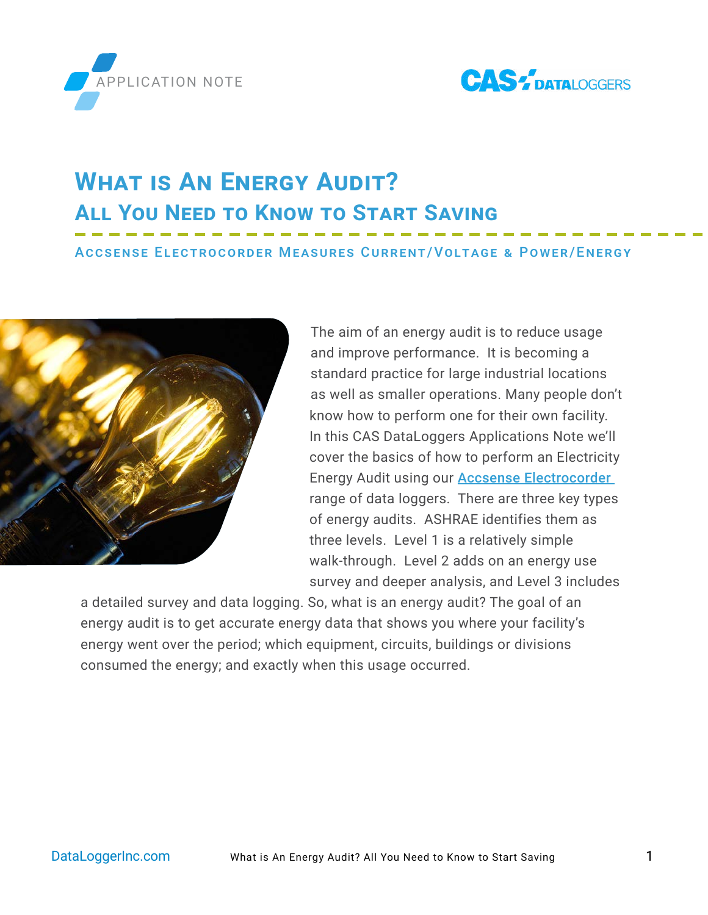APPLICATION NOTE

# What is An Energy Audit?
## All You Need to Know to Start Saving

### Accsense Electrocorder Measures Current/Voltage & Power/Energy

The aim of an energy audit is to reduce usage and improve performance. It is becoming a standard practice for large industrial locations as well as smaller operations. Many people don't know how to perform one for their own facility. In this CAS DataLoggers Applications Note we'll cover the basics of how to perform an Electricity Energy Audit using our [Accsense Electrocorder](Accsense Electrocorder) range of data loggers. There are three key types of energy audits. ASHRAE identifies them as three levels. Level 1 is a relatively simple walk-through. Level 2 adds on an energy use survey and deeper analysis, and Level 3 includes a detailed survey and data logging. So, what is an energy audit? The goal of an energy audit is to get accurate energy data that shows you where your facility's energy went over the period; which equipment, circuits, buildings or divisions consumed the energy; and exactly when this usage occurred.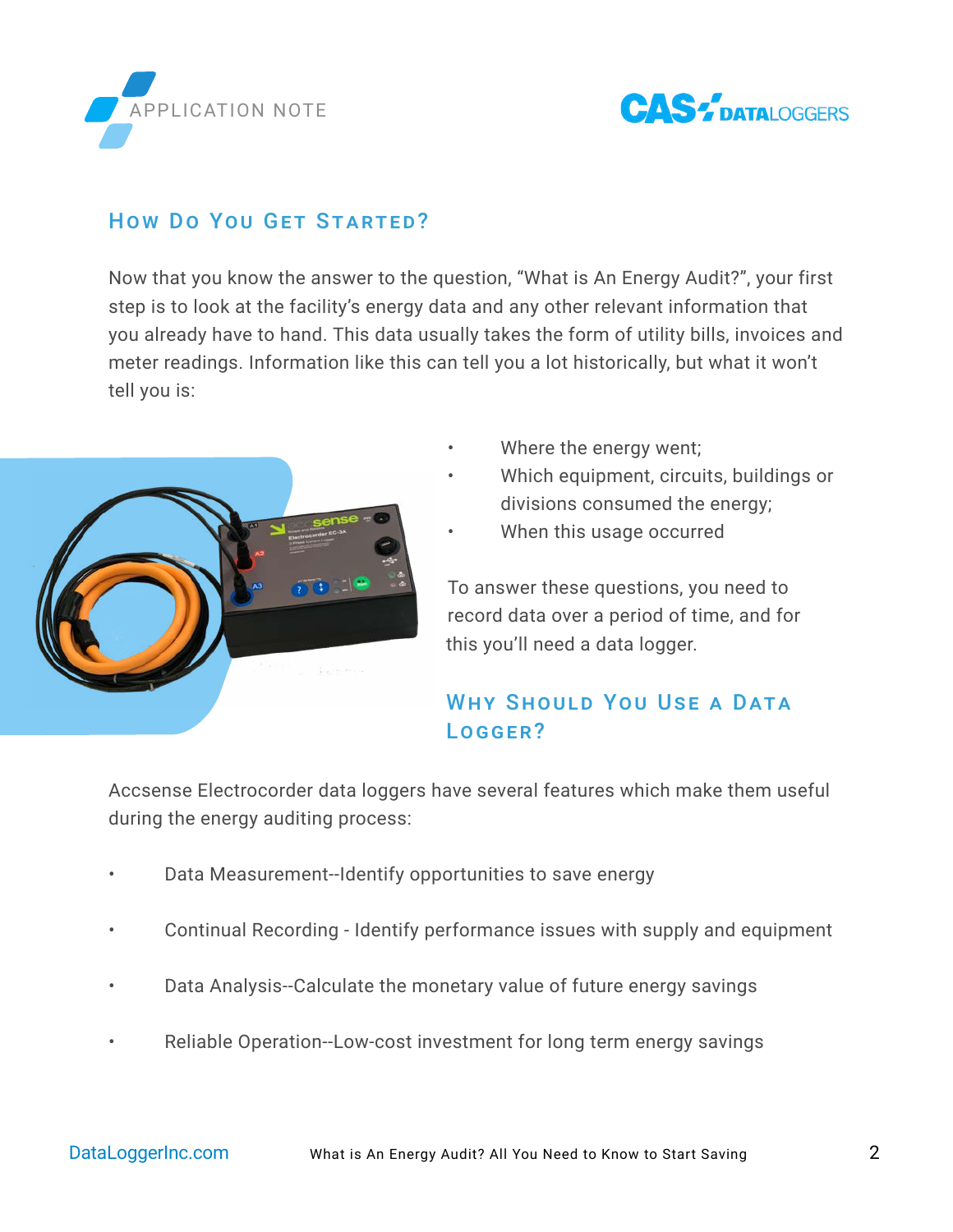## How Do You Get Started?

Now that you know the answer to the question, "What is An Energy Audit?", your first step is to look at the facility's energy data and any other relevant information that you already have to hand. This data usually takes the form of utility bills, invoices and meter readings. Information like this can tell you a lot historically, but what it won't tell you is:

- Where the energy went;
- Which equipment, circuits, buildings or divisions consumed the energy;
- When this usage occurred

To answer these questions, you need to record data over a period of time, and for this you'll need a data logger.

## Why Should You Use a Data Logger?

Accsense Electrocorder data loggers have several features which make them useful during the energy auditing process:

- Data Measurement--Identify opportunities to save energy
- Continual Recording - Identify performance issues with supply and equipment
- Data Analysis--Calculate the monetary value of future energy savings
- Reliable Operation--Low-cost investment for long term energy savings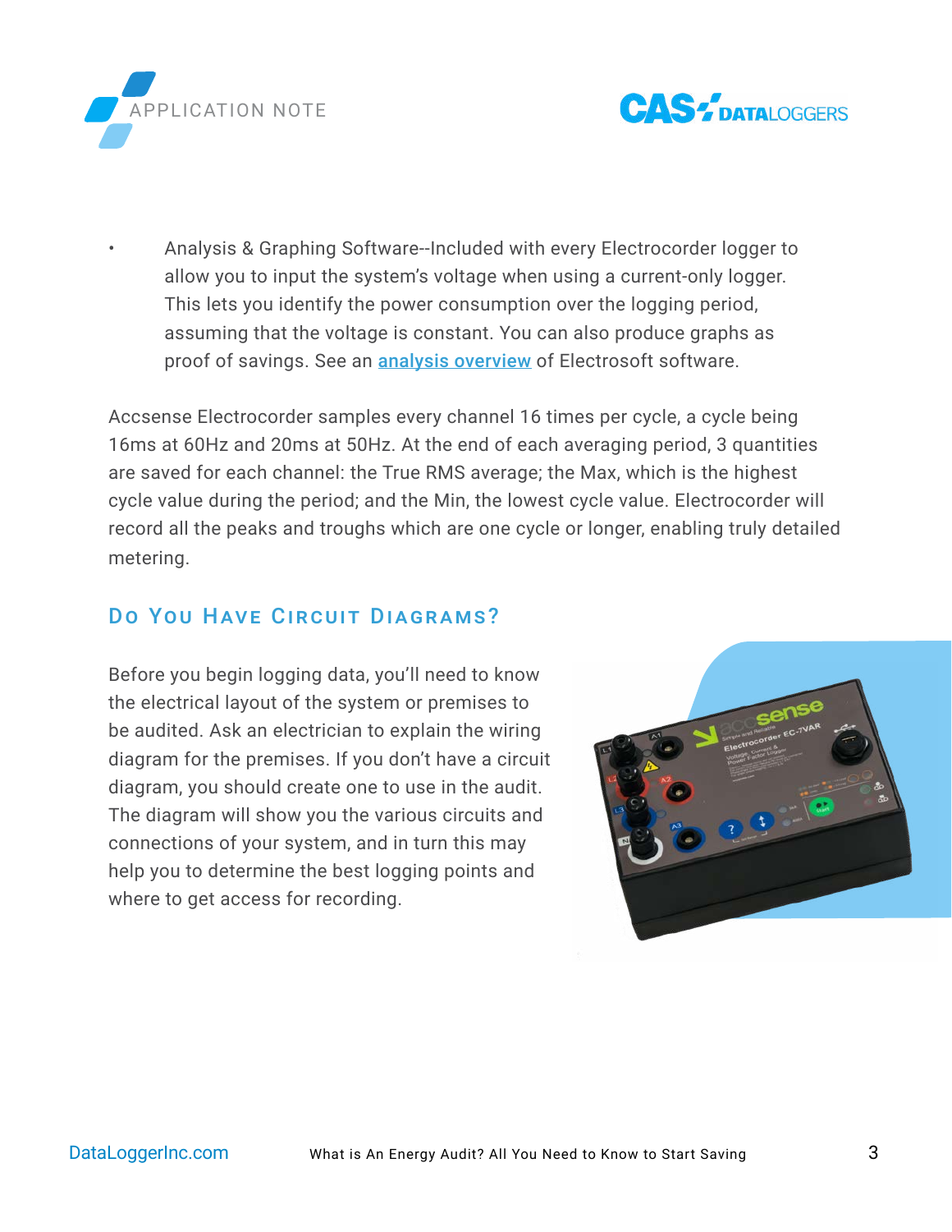- Analysis & Graphing Software--Included with every Electrocorder logger to allow you to input the system's voltage when using a current-only logger. This lets you identify the power consumption over the logging period, assuming that the voltage is constant. You can also produce graphs as proof of savings. See an analysis overview of Electrosoft software.

Accsense Electrocorder samples every channel 16 times per cycle, a cycle being 16ms at 60Hz and 20ms at 50Hz. At the end of each averaging period, 3 quantities are saved for each channel: the True RMS average; the Max, which is the highest cycle value during the period; and the Min, the lowest cycle value. Electrocorder will record all the peaks and troughs which are one cycle or longer, enabling truly detailed metering.

## Do You Have Circuit Diagrams?

Before you begin logging data, you'll need to know the electrical layout of the system or premises to be audited. Ask an electrician to explain the wiring diagram for the premises. If you don't have a circuit diagram, you should create one to use in the audit. The diagram will show you the various circuits and connections of your system, and in turn this may help you to determine the best logging points and where to get access for recording.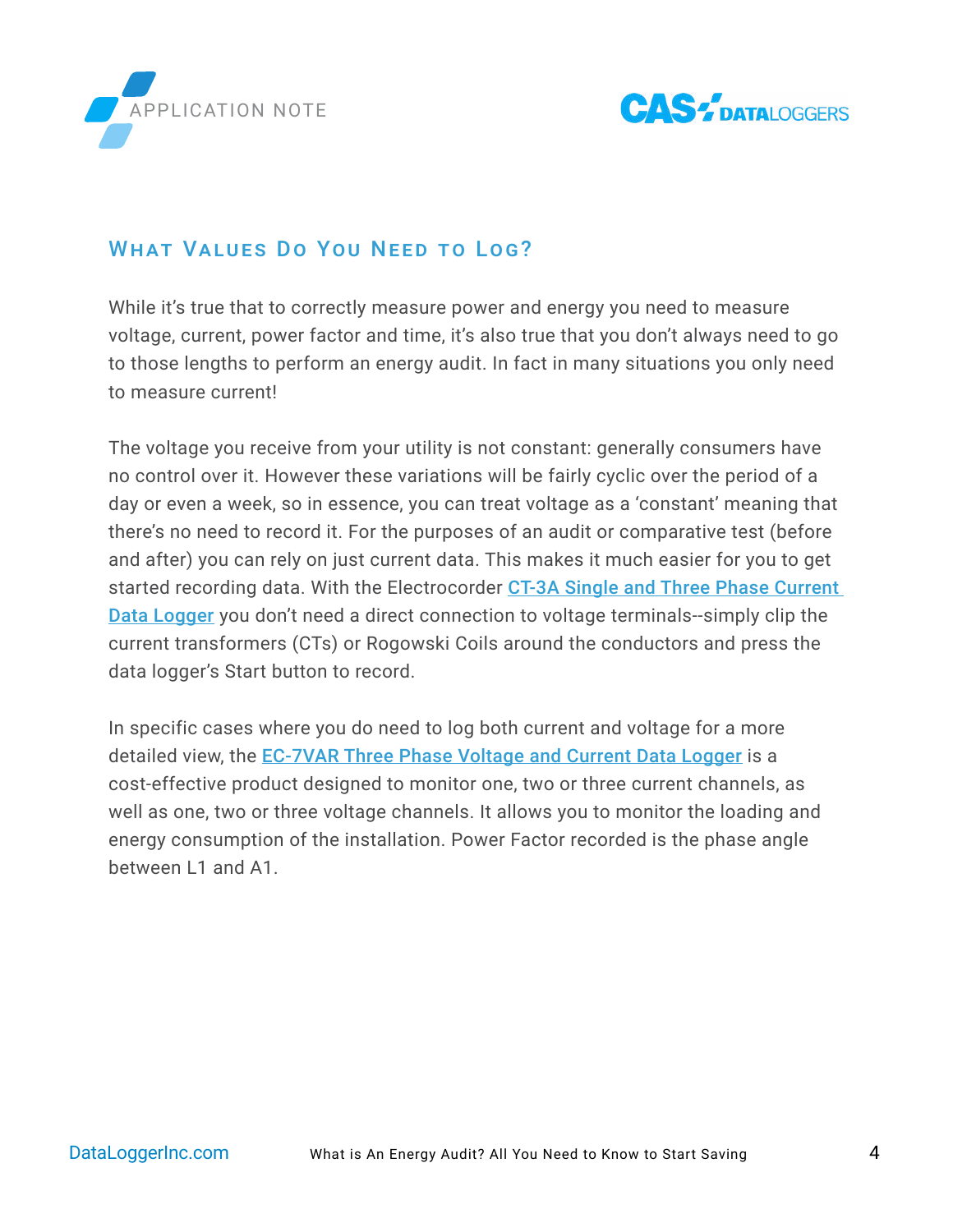## What Values Do You Need to Log?

While it's true that to correctly measure power and energy you need to measure voltage, current, power factor and time, it's also true that you don't always need to go to those lengths to perform an energy audit. In fact in many situations you only need to measure current!

The voltage you receive from your utility is not constant: generally consumers have no control over it. However these variations will be fairly cyclic over the period of a day or even a week, so in essence, you can treat voltage as a 'constant' meaning that there's no need to record it. For the purposes of an audit or comparative test (before and after) you can rely on just current data. This makes it much easier for you to get started recording data. With the Electrocorder CT-3A Single and Three Phase Current Data Logger you don't need a direct connection to voltage terminals--simply clip the current transformers (CTs) or Rogowski Coils around the conductors and press the data logger's Start button to record.

In specific cases where you do need to log both current and voltage for a more detailed view, the EC-7VAR Three Phase Voltage and Current Data Logger is a cost-effective product designed to monitor one, two or three current channels, as well as one, two or three voltage channels. It allows you to monitor the loading and energy consumption of the installation. Power Factor recorded is the phase angle between L1 and A1.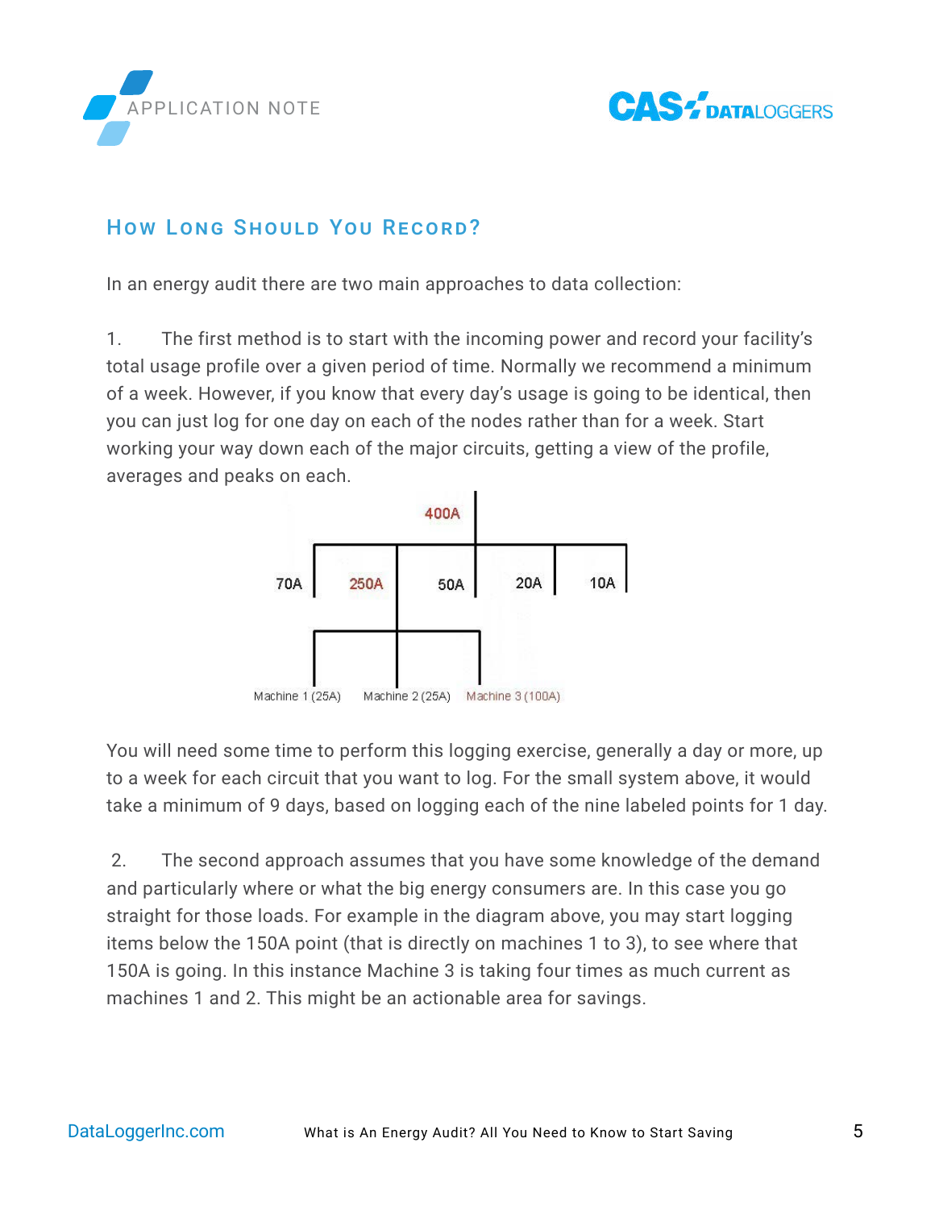## How Long Should You Record?

In an energy audit there are two main approaches to data collection:

1. The first method is to start with the incoming power and record your facility's total usage profile over a given period of time. Normally we recommend a minimum of a week. However, if you know that every day's usage is going to be identical, then you can just log for one day on each of the nodes rather than for a week. Start working your way down each of the major circuits, getting a view of the profile, averages and peaks on each.

400A

70A 250A 50A 20A 10A

Machine 1 (25A) Machine 2 (25A) Machine 3 (100A)

You will need some time to perform this logging exercise, generally a day or more, up to a week for each circuit that you want to log. For the small system above, it would take a minimum of 9 days, based on logging each of the nine labeled points for 1 day.

2. The second approach assumes that you have some knowledge of the demand and particularly where or what the big energy consumers are. In this case you go straight for those loads. For example in the diagram above, you may start logging items below the 150A point (that is directly on machines 1 to 3), to see where that 150A is going. In this instance Machine 3 is taking four times as much current as machines 1 and 2. This might be an actionable area for savings.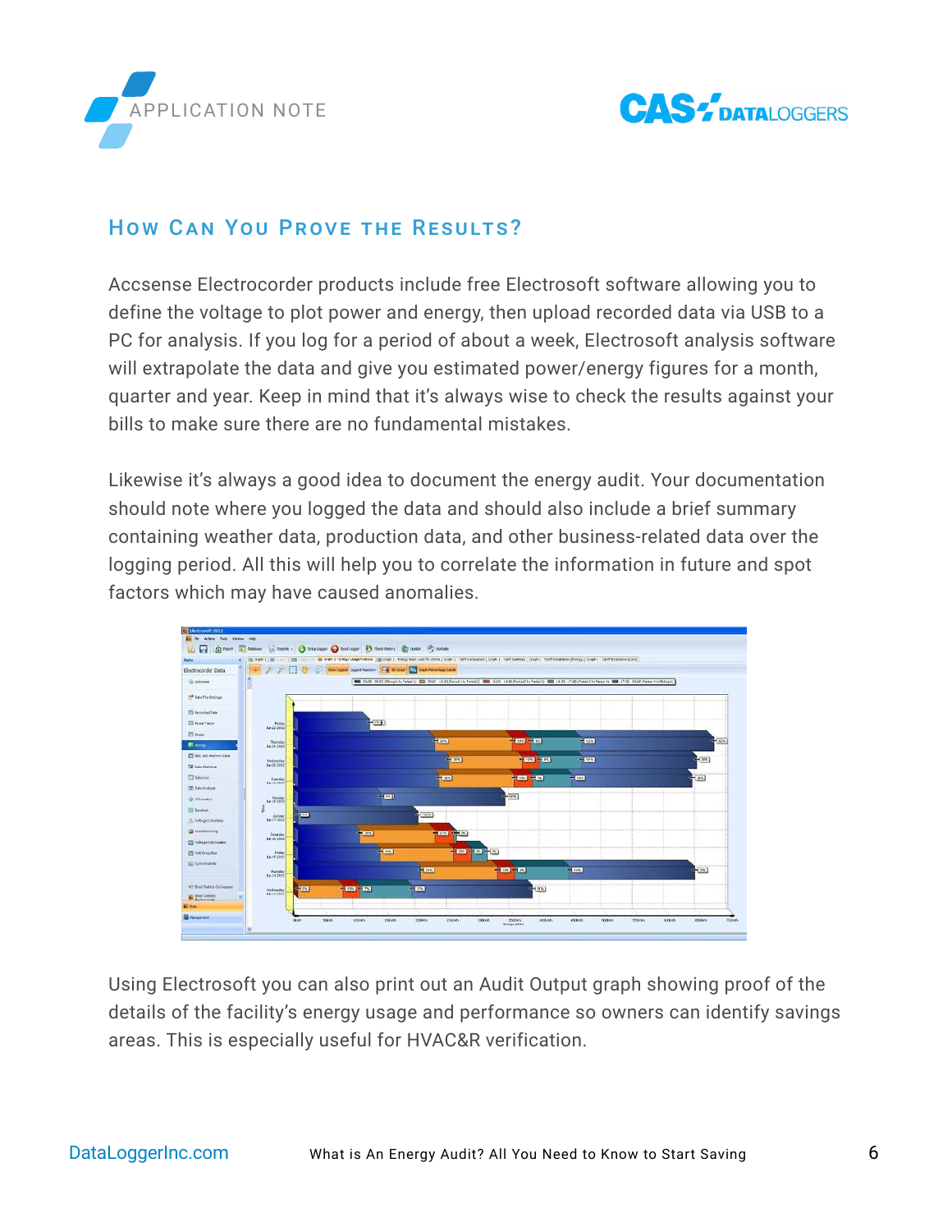## How Can You Prove the Results?

Accsense Electrocorder products include free Electrosoft software allowing you to define the voltage to plot power and energy, then upload recorded data via USB to a PC for analysis. If you log for a period of about a week, Electrosoft analysis software will extrapolate the data and give you estimated power/energy figures for a month, quarter and year. Keep in mind that it's always wise to check the results against your bills to make sure there are no fundamental mistakes.

Likewise it's always a good idea to document the energy audit. Your documentation should note where you logged the data and should also include a brief summary containing weather data, production data, and other business-related data over the logging period. All this will help you to correlate the information in future and spot factors which may have caused anomalies.

Using Electrosoft you can also print out an Audit Output graph showing proof of the details of the facility's energy usage and performance so owners can identify savings areas. This is especially useful for HVAC&R verification.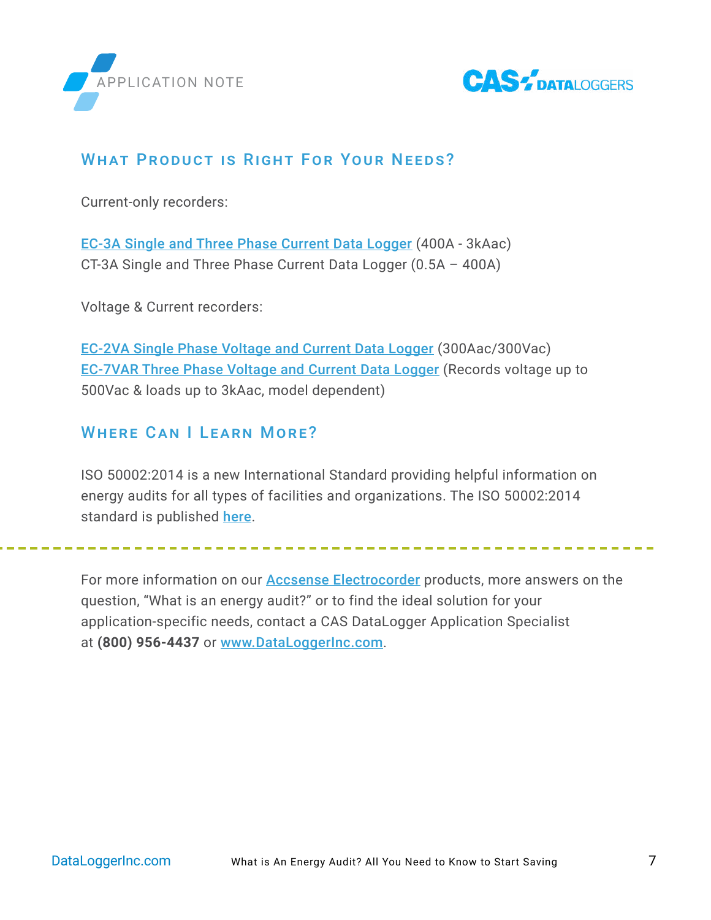## What Product is Right For Your Needs?

Current-only recorders:

EC-3A Single and Three Phase Current Data Logger (400A - 3kAac)
CT-3A Single and Three Phase Current Data Logger (0.5A – 400A)

Voltage & Current recorders:

EC-2VA Single Phase Voltage and Current Data Logger (300Aac/300Vac)
EC-7VAR Three Phase Voltage and Current Data Logger (Records voltage up to 500Vac & loads up to 3kAac, model dependent)

## Where Can I Learn More?

ISO 50002:2014 is a new International Standard providing helpful information on energy audits for all types of facilities and organizations. The ISO 50002:2014 standard is published here.

---

For more information on our Accsense Electrocorder products, more answers on the question, “What is an energy audit?” or to find the ideal solution for your application-specific needs, contact a CAS DataLogger Application Specialist at **(800) 956-4437** or www.DataLoggerInc.com.